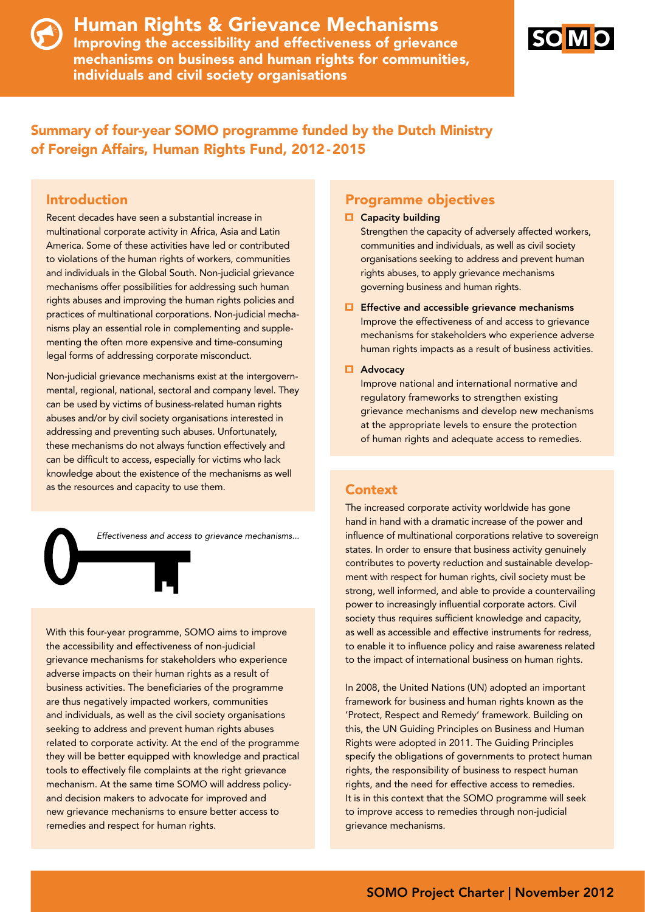# Human Rights & Grievance Mechanisms

**Improving the accessibility and effectiveness of grievance mechanisms on business and human rights for communities, individuals and civil society organisations**

## Summary of four-year SOMO programme funded by the Dutch Ministry of Foreign Affairs, Human Rights Fund, 2012-2015

### Introduction

Recent decades have seen a substantial increase in multinational corporate activity in Africa, Asia and Latin America. Some of these activities have led or contributed to violations of the human rights of workers, communities and individuals in the Global South. Non-judicial grievance mechanisms offer possibilities for addressing such human rights abuses and improving the human rights policies and practices of multinational corporations. Non-judicial mechanisms play an essential role in complementing and supplementing the often more expensive and time-consuming legal forms of addressing corporate misconduct.

Non-judicial grievance mechanisms exist at the intergovernmental, regional, national, sectoral and company level. They can be used by victims of business-related human rights abuses and/or by civil society organisations interested in addressing and preventing such abuses. Unfortunately, these mechanisms do not always function effectively and can be difficult to access, especially for victims who lack knowledge about the existence of the mechanisms as well as the resources and capacity to use them.

*Effectiveness and access to grievance mechanisms...*

With this four-year programme, SOMO aims to improve the accessibility and effectiveness of non-judicial grievance mechanisms for stakeholders who experience adverse impacts on their human rights as a result of business activities. The beneficiaries of the programme are thus negatively impacted workers, communities and individuals, as well as the civil society organisations seeking to address and prevent human rights abuses related to corporate activity. At the end of the programme they will be better equipped with knowledge and practical tools to effectively file complaints at the right grievance mechanism. At the same time SOMO will address policy- and decision makers to advocate for improved and new grievance mechanisms to ensure better access to remedies and respect for human rights.

### Programme objectives

- **Capacity building**
  Strengthen the capacity of adversely affected workers, communities and individuals, as well as civil society organisations seeking to address and prevent human rights abuses, to apply grievance mechanisms governing business and human rights.
- **Effective and accessible grievance mechanisms**
  Improve the effectiveness of and access to grievance mechanisms for stakeholders who experience adverse human rights impacts as a result of business activities.
- **Advocacy**
  Improve national and international normative and regulatory frameworks to strengthen existing grievance mechanisms and develop new mechanisms at the appropriate levels to ensure the protection of human rights and adequate access to remedies.

### Context

The increased corporate activity worldwide has gone hand in hand with a dramatic increase of the power and influence of multinational corporations relative to sovereign states. In order to ensure that business activity genuinely contributes to poverty reduction and sustainable development with respect for human rights, civil society must be strong, well informed, and able to provide a countervailing power to increasingly influential corporate actors. Civil society thus requires sufficient knowledge and capacity, as well as accessible and effective instruments for redress, to enable it to influence policy and raise awareness related to the impact of international business on human rights.

In 2008, the United Nations (UN) adopted an important framework for business and human rights known as the 'Protect, Respect and Remedy' framework. Building on this, the UN Guiding Principles on Business and Human Rights were adopted in 2011. The Guiding Principles specify the obligations of governments to protect human rights, the responsibility of business to respect human rights, and the need for effective access to remedies. It is in this context that the SOMO programme will seek to improve access to remedies through non-judicial grievance mechanisms.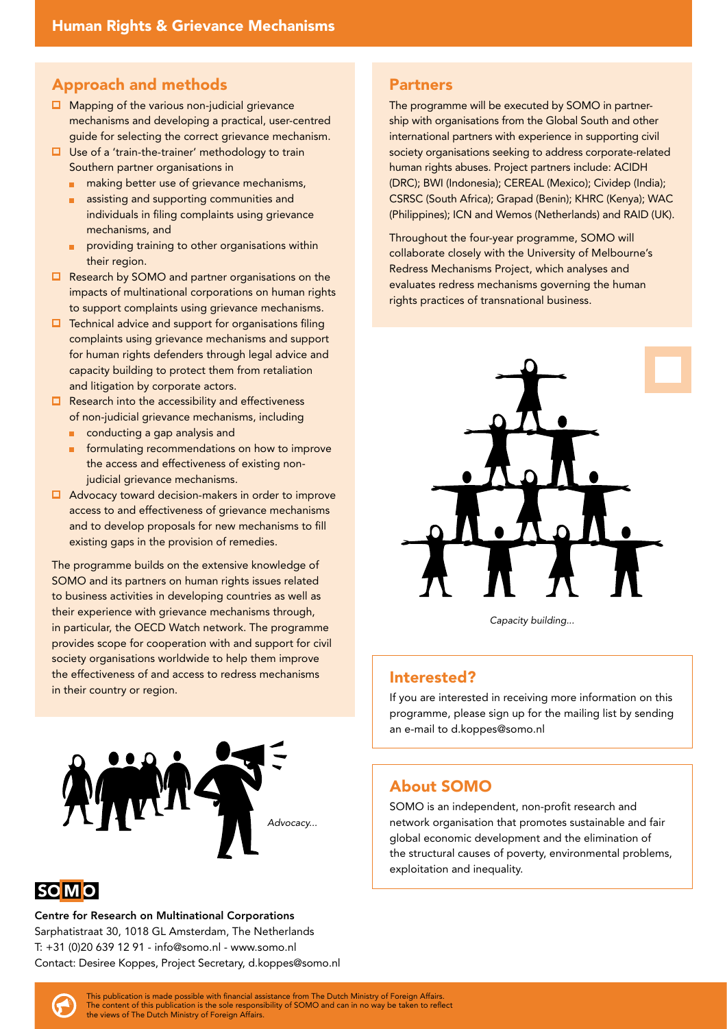## Approach and methods

- Mapping of the various non-judicial grievance mechanisms and developing a practical, user-centred guide for selecting the correct grievance mechanism.
- Use of a 'train-the-trainer' methodology to train Southern partner organisations in
  - making better use of grievance mechanisms,
  - assisting and supporting communities and individuals in filing complaints using grievance mechanisms, and
  - providing training to other organisations within their region.
- Research by SOMO and partner organisations on the impacts of multinational corporations on human rights to support complaints using grievance mechanisms.
- Technical advice and support for organisations filing complaints using grievance mechanisms and support for human rights defenders through legal advice and capacity building to protect them from retaliation and litigation by corporate actors.
- Research into the accessibility and effectiveness of non-judicial grievance mechanisms, including
  - conducting a gap analysis and
  - formulating recommendations on how to improve the access and effectiveness of existing non-judicial grievance mechanisms.
- Advocacy toward decision-makers in order to improve access to and effectiveness of grievance mechanisms and to develop proposals for new mechanisms to fill existing gaps in the provision of remedies.

The programme builds on the extensive knowledge of SOMO and its partners on human rights issues related to business activities in developing countries as well as their experience with grievance mechanisms through, in particular, the OECD Watch network. The programme provides scope for cooperation with and support for civil society organisations worldwide to help them improve the effectiveness of and access to redress mechanisms in their country or region.

*Advocacy...*

## Partners

The programme will be executed by SOMO in partnership with organisations from the Global South and other international partners with experience in supporting civil society organisations seeking to address corporate-related human rights abuses. Project partners include: ACIDH (DRC); BWI (Indonesia); CEREAL (Mexico); Cividep (India); CSRSC (South Africa); Grapad (Benin); KHRC (Kenya); WAC (Philippines); ICN and Wemos (Netherlands) and RAID (UK).

Throughout the four-year programme, SOMO will collaborate closely with the University of Melbourne's Redress Mechanisms Project, which analyses and evaluates redress mechanisms governing the human rights practices of transnational business.

*Capacity building...*

## Interested?

If you are interested in receiving more information on this programme, please sign up for the mailing list by sending an e-mail to d.koppes@somo.nl

## About SOMO

SOMO is an independent, non-profit research and network organisation that promotes sustainable and fair global economic development and the elimination of the structural causes of poverty, environmental problems, exploitation and inequality.

SOMO

**Centre for Research on Multinational Corporations**
Sarphatistraat 30, 1018 GL Amsterdam, The Netherlands
T: +31 (0)20 639 12 91 - info@somo.nl - www.somo.nl
Contact: Desiree Koppes, Project Secretary, d.koppes@somo.nl

This publication is made possible with financial assistance from The Dutch Ministry of Foreign Affairs. The content of this publication is the sole responsibility of SOMO and can in no way be taken to reflect the views of The Dutch Ministry of Foreign Affairs.